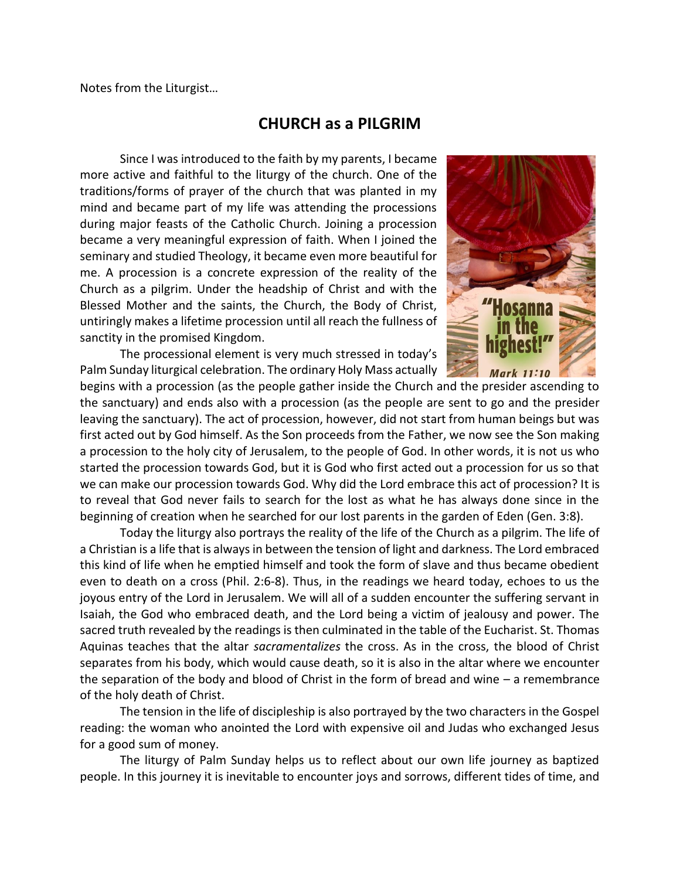Notes from the Liturgist…

## CHURCH as a PILGRIM

Since I was introduced to the faith by my parents, I became more active and faithful to the liturgy of the church. One of the traditions/forms of prayer of the church that was planted in my mind and became part of my life was attending the processions during major feasts of the Catholic Church. Joining a procession became a very meaningful expression of faith. When I joined the seminary and studied Theology, it became even more beautiful for me. A procession is a concrete expression of the reality of the Church as a pilgrim. Under the headship of Christ and with the Blessed Mother and the saints, the Church, the Body of Christ, untiringly makes a lifetime procession until all reach the fullness of sanctity in the promised Kingdom.

The processional element is very much stressed in today's Palm Sunday liturgical celebration. The ordinary Holy Mass actually begins with a procession (as the people gather inside the Church and the presider ascending to the sanctuary) and ends also with a procession (as the people are sent to go and the presider leaving the sanctuary). The act of procession, however, did not start from human beings but was first acted out by God himself. As the Son proceeds from the Father, we now see the Son making a procession to the holy city of Jerusalem, to the people of God. In other words, it is not us who started the procession towards God, but it is God who first acted out a procession for us so that we can make our procession towards God. Why did the Lord embrace this act of procession? It is to reveal that God never fails to search for the lost as what he has always done since in the beginning of creation when he searched for our lost parents in the garden of Eden (Gen. 3:8).

Today the liturgy also portrays the reality of the life of the Church as a pilgrim. The life of a Christian is a life that is always in between the tension of light and darkness. The Lord embraced this kind of life when he emptied himself and took the form of slave and thus became obedient even to death on a cross (Phil. 2:6-8). Thus, in the readings we heard today, echoes to us the joyous entry of the Lord in Jerusalem. We will all of a sudden encounter the suffering servant in Isaiah, the God who embraced death, and the Lord being a victim of jealousy and power. The sacred truth revealed by the readings is then culminated in the table of the Eucharist. St. Thomas Aquinas teaches that the altar *sacramentalizes* the cross. As in the cross, the blood of Christ separates from his body, which would cause death, so it is also in the altar where we encounter the separation of the body and blood of Christ in the form of bread and wine – a remembrance of the holy death of Christ.

The tension in the life of discipleship is also portrayed by the two characters in the Gospel reading: the woman who anointed the Lord with expensive oil and Judas who exchanged Jesus for a good sum of money.

The liturgy of Palm Sunday helps us to reflect about our own life journey as baptized people. In this journey it is inevitable to encounter joys and sorrows, different tides of time, and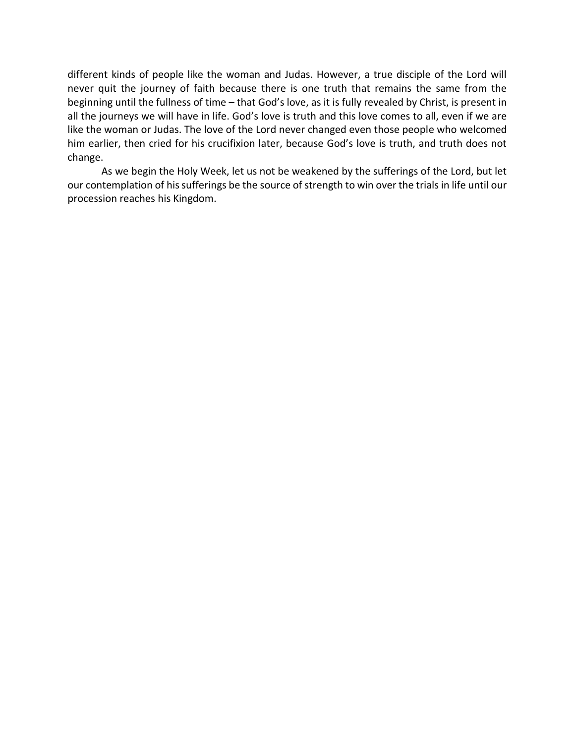different kinds of people like the woman and Judas. However, a true disciple of the Lord will never quit the journey of faith because there is one truth that remains the same from the beginning until the fullness of time – that God's love, as it is fully revealed by Christ, is present in all the journeys we will have in life. God's love is truth and this love comes to all, even if we are like the woman or Judas. The love of the Lord never changed even those people who welcomed him earlier, then cried for his crucifixion later, because God's love is truth, and truth does not change.

As we begin the Holy Week, let us not be weakened by the sufferings of the Lord, but let our contemplation of his sufferings be the source of strength to win over the trials in life until our procession reaches his Kingdom.